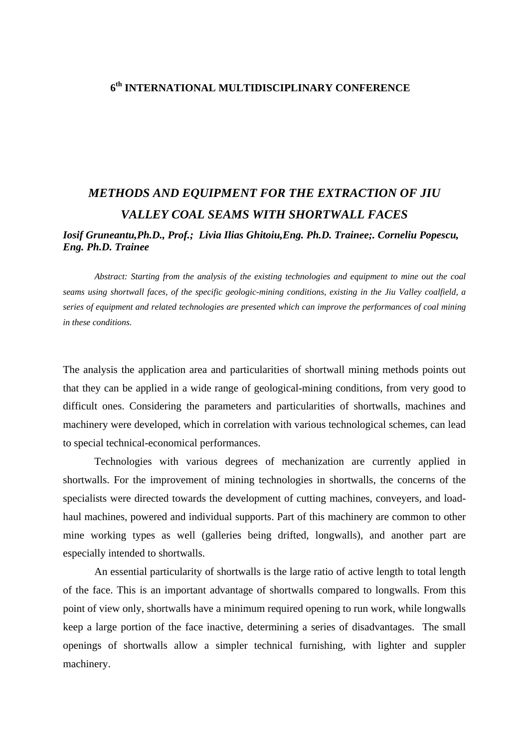**6th INTERNATIONAL MULTIDISCIPLINARY CONFERENCE**

# *METHODS AND EQUIPMENT FOR THE EXTRACTION OF JIU VALLEY COAL SEAMS WITH SHORTWALL FACES*

***Iosif Gruneantu,Ph.D., Prof.; Livia Ilias Ghitoiu,Eng. Ph.D. Trainee;. Corneliu Popescu, Eng. Ph.D. Trainee***

*Abstract: Starting from the analysis of the existing technologies and equipment to mine out the coal seams using shortwall faces, of the specific geologic-mining conditions, existing in the Jiu Valley coalfield, a series of equipment and related technologies are presented which can improve the performances of coal mining in these conditions.*

The analysis the application area and particularities of shortwall mining methods points out that they can be applied in a wide range of geological-mining conditions, from very good to difficult ones. Considering the parameters and particularities of shortwalls, machines and machinery were developed, which in correlation with various technological schemes, can lead to special technical-economical performances.

Technologies with various degrees of mechanization are currently applied in shortwalls. For the improvement of mining technologies in shortwalls, the concerns of the specialists were directed towards the development of cutting machines, conveyers, and load-haul machines, powered and individual supports. Part of this machinery are common to other mine working types as well (galleries being drifted, longwalls), and another part are especially intended to shortwalls.

An essential particularity of shortwalls is the large ratio of active length to total length of the face. This is an important advantage of shortwalls compared to longwalls. From this point of view only, shortwalls have a minimum required opening to run work, while longwalls keep a large portion of the face inactive, determining a series of disadvantages. The small openings of shortwalls allow a simpler technical furnishing, with lighter and suppler machinery.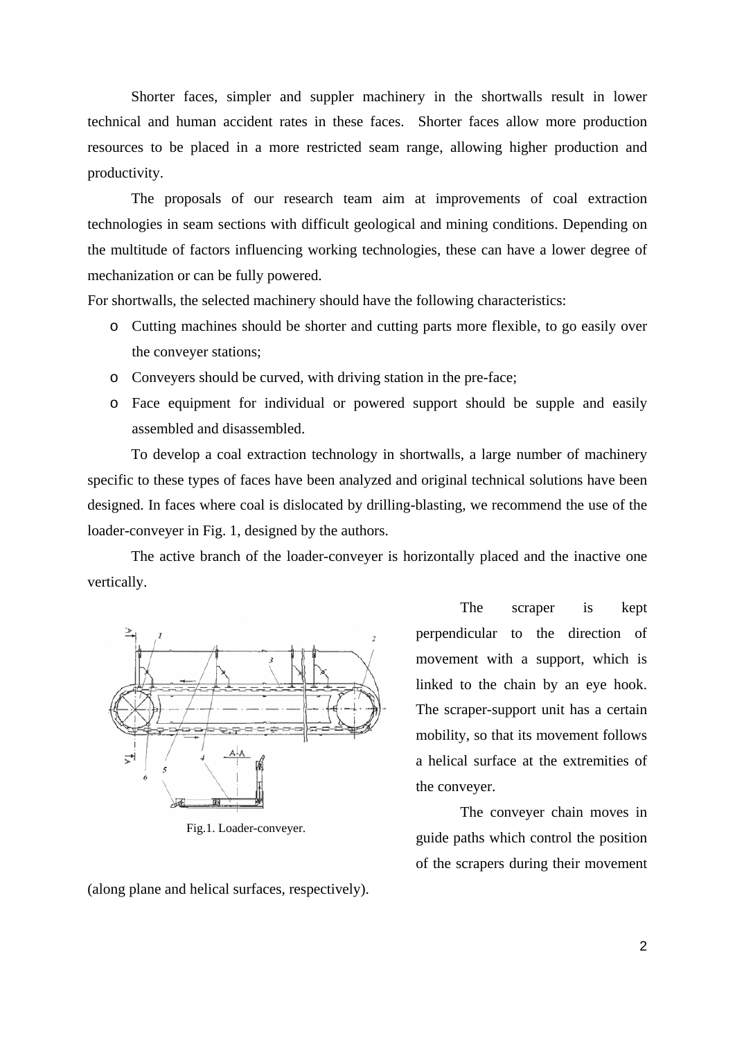Shorter faces, simpler and suppler machinery in the shortwalls result in lower technical and human accident rates in these faces. Shorter faces allow more production resources to be placed in a more restricted seam range, allowing higher production and productivity.

The proposals of our research team aim at improvements of coal extraction technologies in seam sections with difficult geological and mining conditions. Depending on the multitude of factors influencing working technologies, these can have a lower degree of mechanization or can be fully powered.

For shortwalls, the selected machinery should have the following characteristics:

- Cutting machines should be shorter and cutting parts more flexible, to go easily over the conveyer stations;
- Conveyers should be curved, with driving station in the pre-face;
- Face equipment for individual or powered support should be supple and easily assembled and disassembled.

To develop a coal extraction technology in shortwalls, a large number of machinery specific to these types of faces have been analyzed and original technical solutions have been designed. In faces where coal is dislocated by drilling-blasting, we recommend the use of the loader-conveyer in Fig. 1, designed by the authors.

The active branch of the loader-conveyer is horizontally placed and the inactive one vertically.

Fig.1. Loader-conveyer.

The scraper is kept perpendicular to the direction of movement with a support, which is linked to the chain by an eye hook. The scraper-support unit has a certain mobility, so that its movement follows a helical surface at the extremities of the conveyer.

The conveyer chain moves in guide paths which control the position of the scrapers during their movement (along plane and helical surfaces, respectively).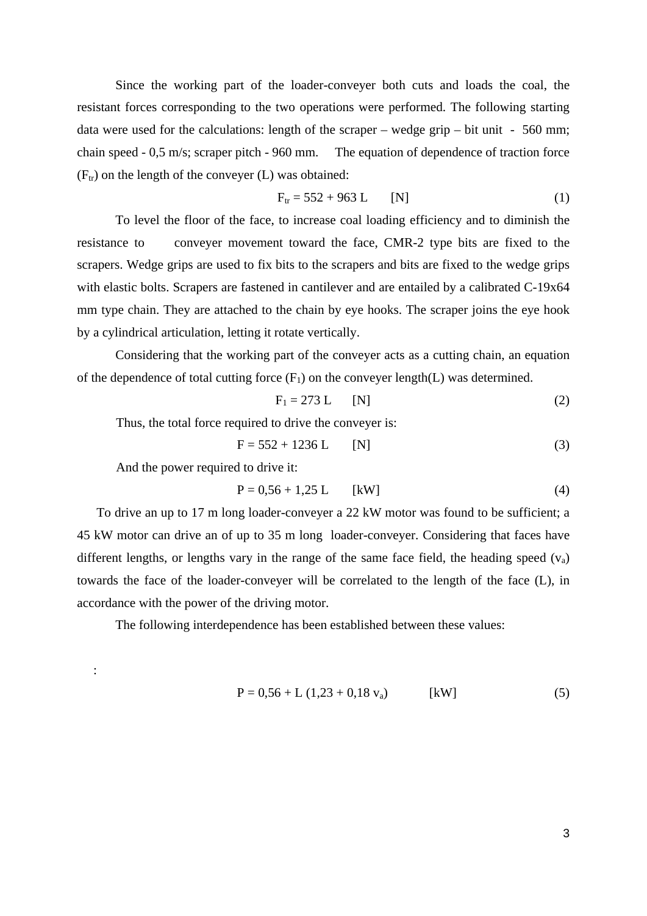Since the working part of the loader-conveyer both cuts and loads the coal, the resistant forces corresponding to the two operations were performed. The following starting data were used for the calculations: length of the scraper – wedge grip – bit unit - 560 mm; chain speed - 0,5 m/s; scraper pitch - 960 mm. The equation of dependence of traction force ($F_{tr}$) on the length of the conveyer (L) was obtained:

$$F_{tr} = 552 + 963\,L \qquad [\text{N}] \tag{1}$$

To level the floor of the face, to increase coal loading efficiency and to diminish the resistance to conveyer movement toward the face, CMR-2 type bits are fixed to the scrapers. Wedge grips are used to fix bits to the scrapers and bits are fixed to the wedge grips with elastic bolts. Scrapers are fastened in cantilever and are entailed by a calibrated C-19x64 mm type chain. They are attached to the chain by eye hooks. The scraper joins the eye hook by a cylindrical articulation, letting it rotate vertically.

Considering that the working part of the conveyer acts as a cutting chain, an equation of the dependence of total cutting force ($F_1$) on the conveyer length(L) was determined.

$$F_1 = 273\,L \qquad [\text{N}] \tag{2}$$

Thus, the total force required to drive the conveyer is:

$$F = 552 + 1236\,L \qquad [\text{N}] \tag{3}$$

And the power required to drive it:

$$P = 0{,}56 + 1{,}25\,L \qquad [\text{kW}] \tag{4}$$

To drive an up to 17 m long loader-conveyer a 22 kW motor was found to be sufficient; a 45 kW motor can drive an of up to 35 m long loader-conveyer. Considering that faces have different lengths, or lengths vary in the range of the same face field, the heading speed ($v_a$) towards the face of the loader-conveyer will be correlated to the length of the face (L), in accordance with the power of the driving motor.

The following interdependence has been established between these values:

:

$$P = 0{,}56 + L\,(1{,}23 + 0{,}18\,v_a) \qquad [\text{kW}] \tag{5}$$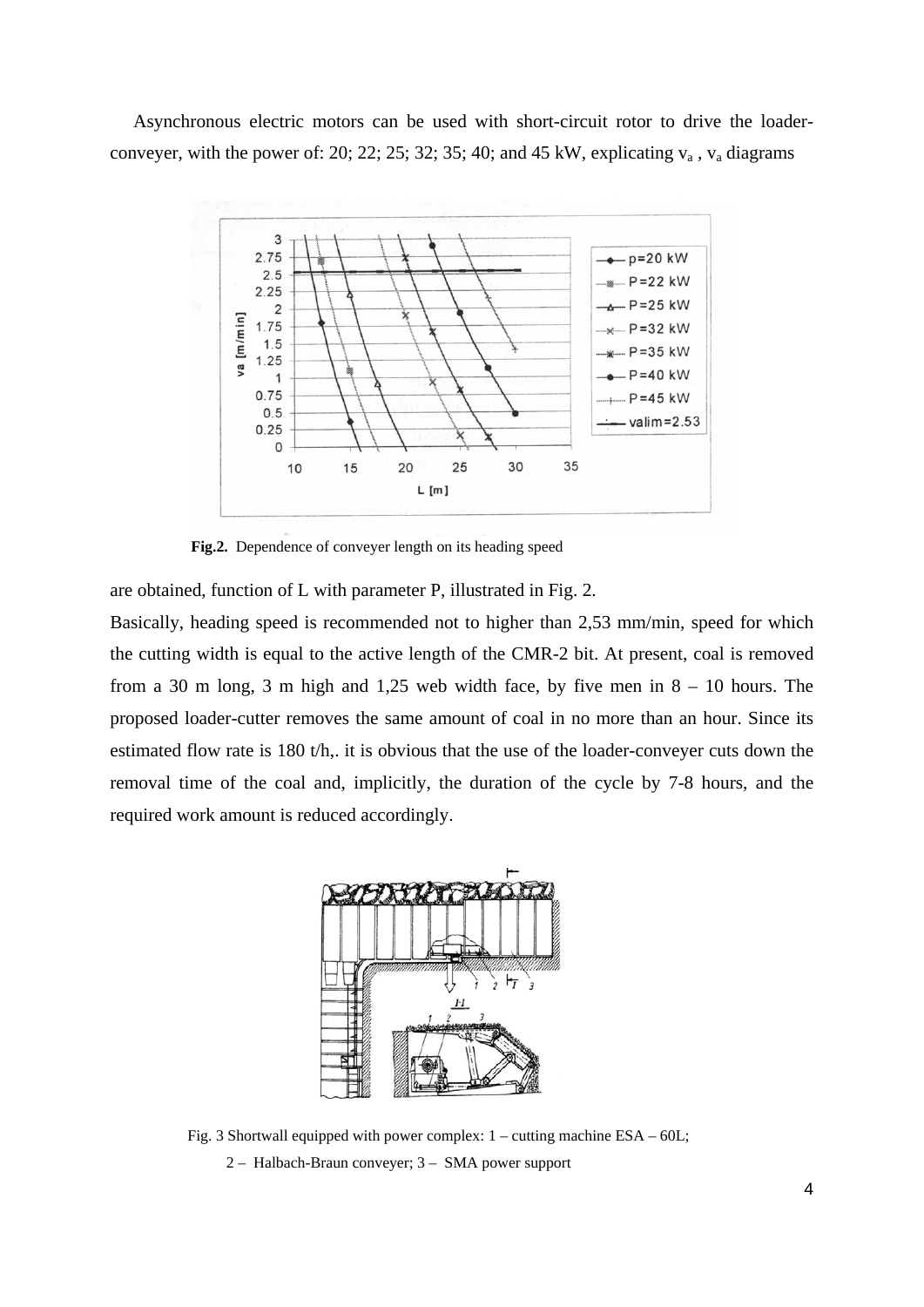Asynchronous electric motors can be used with short-circuit rotor to drive the loader-conveyer, with the power of: 20; 22; 25; 32; 35; 40; and 45 kW, explicating $v_a$ , $v_a$ diagrams

**Fig.2.** Dependence of conveyer length on its heading speed

are obtained, function of L with parameter P, illustrated in Fig. 2.

Basically, heading speed is recommended not to higher than 2,53 mm/min, speed for which the cutting width is equal to the active length of the CMR-2 bit. At present, coal is removed from a 30 m long, 3 m high and 1,25 web width face, by five men in 8 – 10 hours. The proposed loader-cutter removes the same amount of coal in no more than an hour. Since its estimated flow rate is 180 t/h,. it is obvious that the use of the loader-conveyer cuts down the removal time of the coal and, implicitly, the duration of the cycle by 7-8 hours, and the required work amount is reduced accordingly.

Fig. 3 Shortwall equipped with power complex: 1 – cutting machine ESA – 60L; 2 – Halbach-Braun conveyer; 3 – SMA power support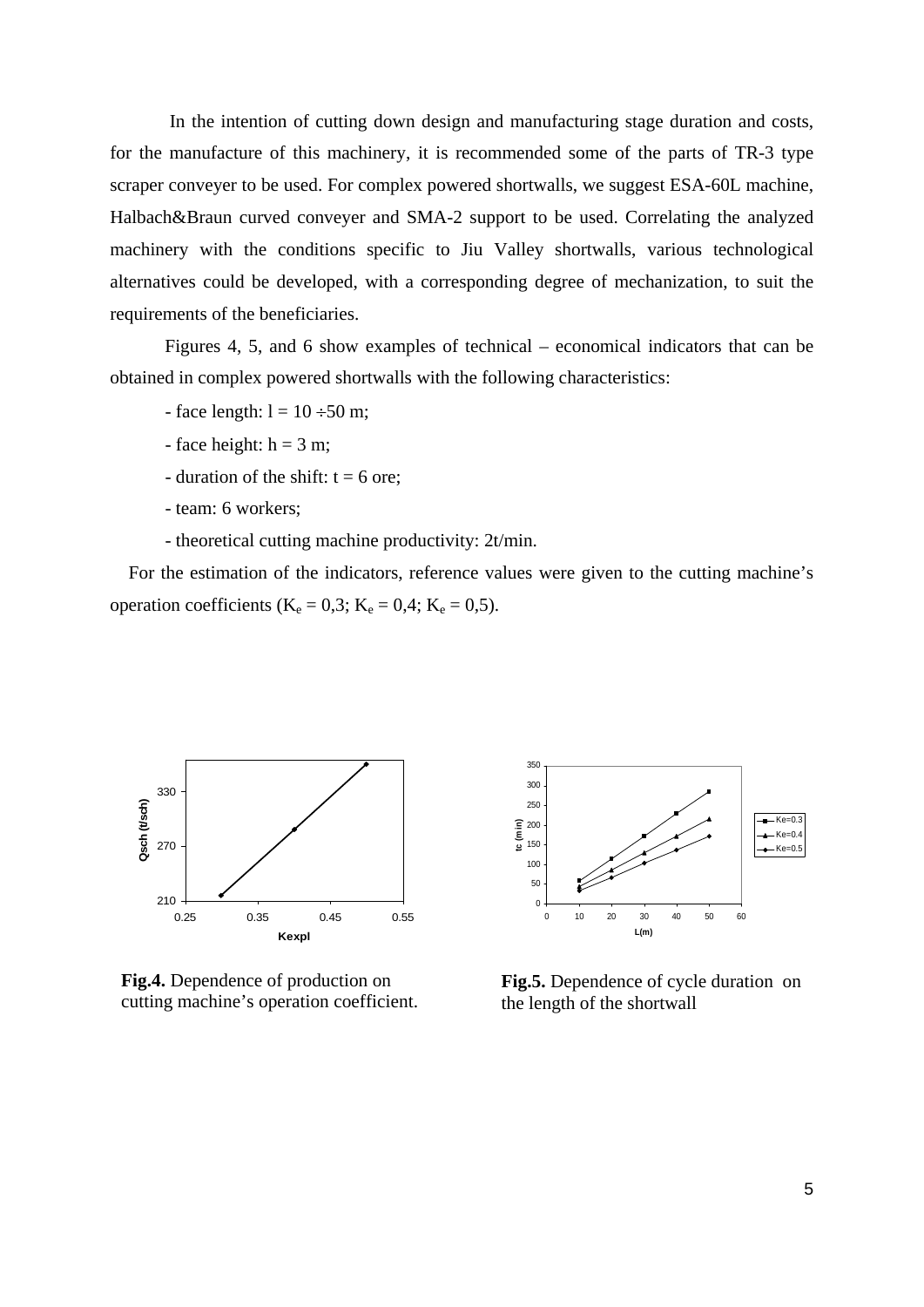In the intention of cutting down design and manufacturing stage duration and costs, for the manufacture of this machinery, it is recommended some of the parts of TR-3 type scraper conveyer to be used. For complex powered shortwalls, we suggest ESA-60L machine, Halbach&Braun curved conveyer and SMA-2 support to be used. Correlating the analyzed machinery with the conditions specific to Jiu Valley shortwalls, various technological alternatives could be developed, with a corresponding degree of mechanization, to suit the requirements of the beneficiaries.

Figures 4, 5, and 6 show examples of technical – economical indicators that can be obtained in complex powered shortwalls with the following characteristics:

- face length: $l = 10 \div 50$ m;
- face height: $h = 3$ m;
- duration of the shift: $t = 6$ ore;
- team: 6 workers;
- theoretical cutting machine productivity: 2t/min.

For the estimation of the indicators, reference values were given to the cutting machine's operation coefficients ($K_e = 0,3$; $K_e = 0,4$; $K_e = 0,5$).

**Fig.4.** Dependence of production on cutting machine's operation coefficient.

**Fig.5.** Dependence of cycle duration on the length of the shortwall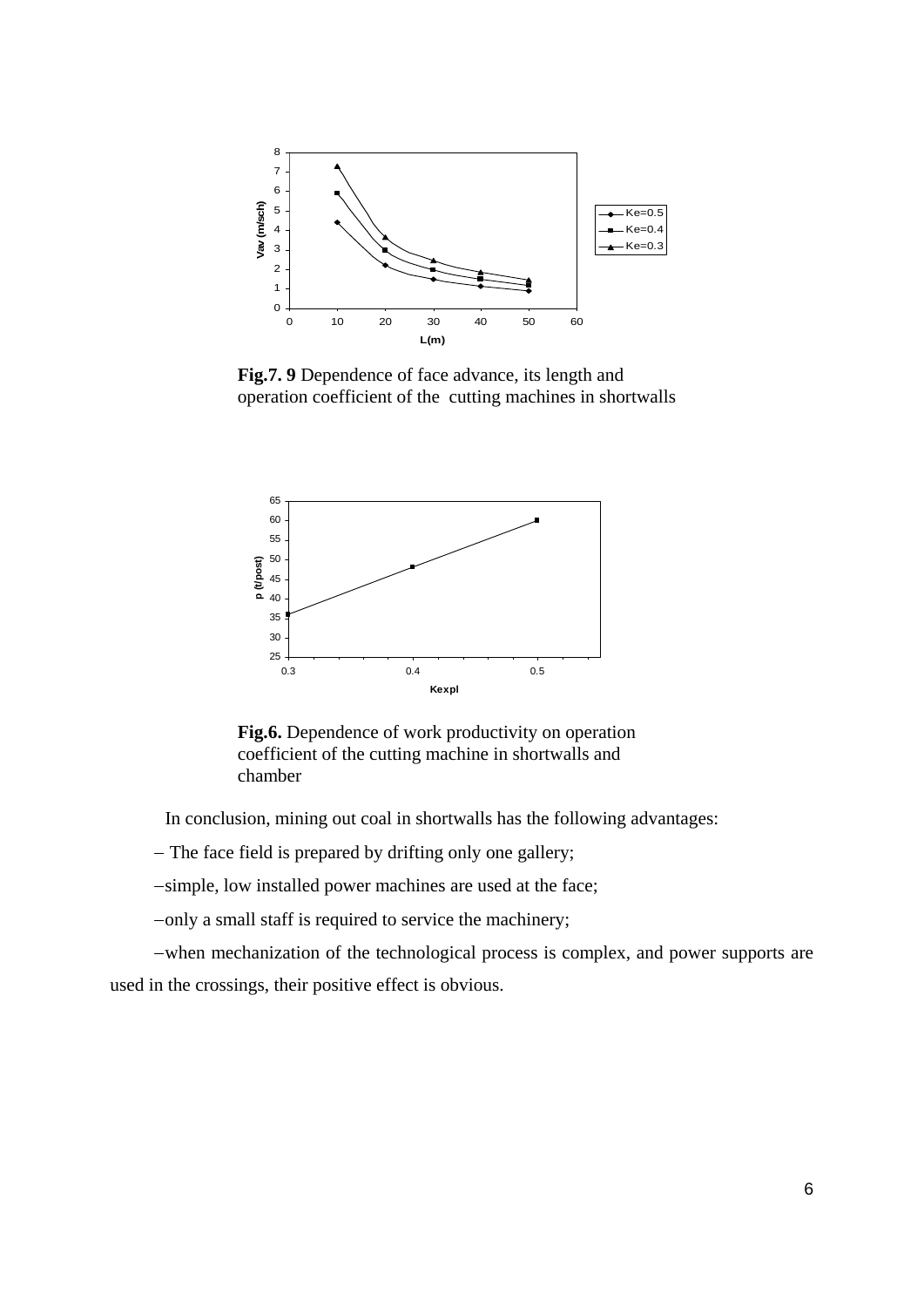8
7
6
5
4
3
2
1
0

Vav (m/sch)

0 10 20 30 40 50 60

L(m)

Ke=0.5
Ke=0.4
Ke=0.3

**Fig.7. 9** Dependence of face advance, its length and operation coefficient of the cutting machines in shortwalls

65
60
55
50
45
40
35
30
25

p (t/post)

0.3 0.4 0.5

Kexpl

**Fig.6.** Dependence of work productivity on operation coefficient of the cutting machine in shortwalls and chamber

In conclusion, mining out coal in shortwalls has the following advantages:

– The face field is prepared by drifting only one gallery;

–simple, low installed power machines are used at the face;

–only a small staff is required to service the machinery;

–when mechanization of the technological process is complex, and power supports are used in the crossings, their positive effect is obvious.